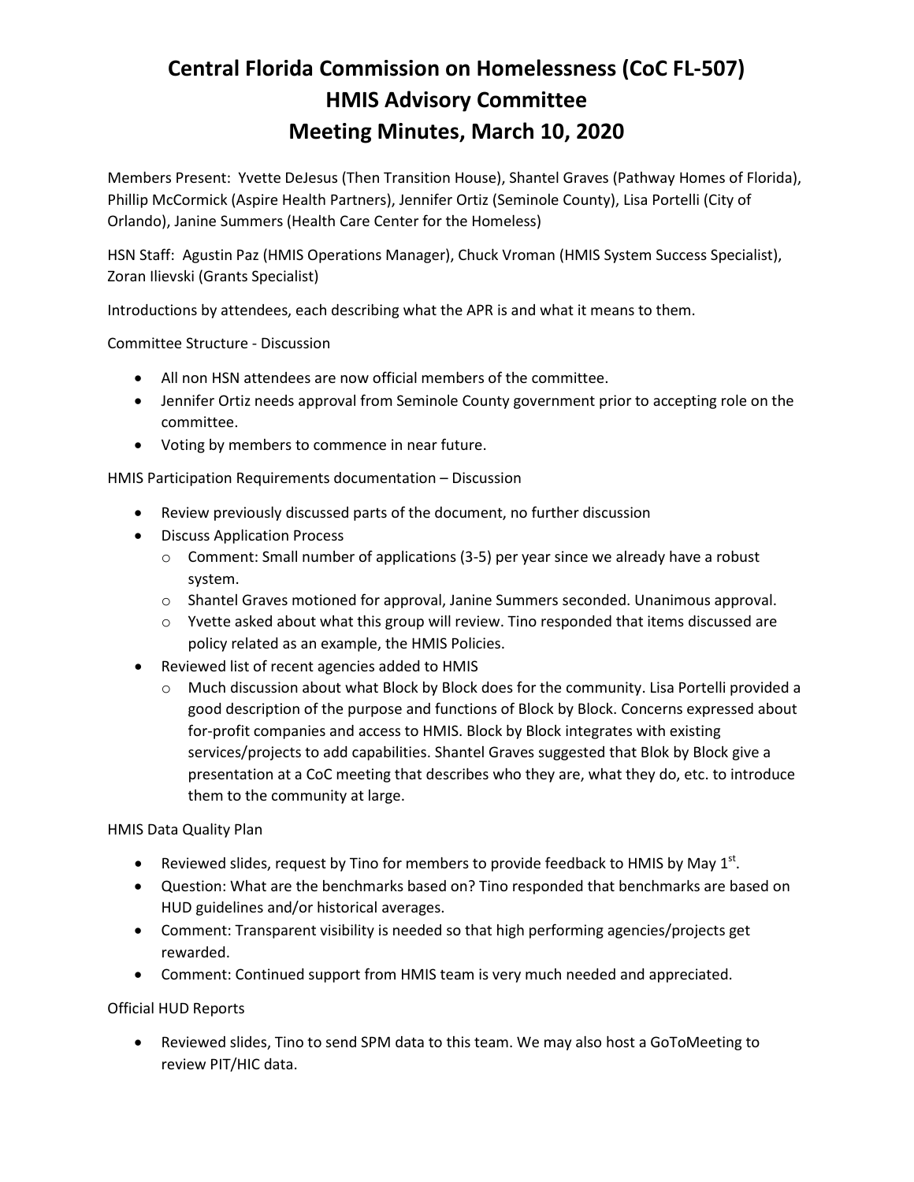# Central Florida Commission on Homelessness (CoC FL-507)
# HMIS Advisory Committee
# Meeting Minutes, March 10, 2020

Members Present: Yvette DeJesus (Then Transition House), Shantel Graves (Pathway Homes of Florida), Phillip McCormick (Aspire Health Partners), Jennifer Ortiz (Seminole County), Lisa Portelli (City of Orlando), Janine Summers (Health Care Center for the Homeless)

HSN Staff: Agustin Paz (HMIS Operations Manager), Chuck Vroman (HMIS System Success Specialist), Zoran Ilievski (Grants Specialist)

Introductions by attendees, each describing what the APR is and what it means to them.

Committee Structure - Discussion

- All non HSN attendees are now official members of the committee.
- Jennifer Ortiz needs approval from Seminole County government prior to accepting role on the committee.
- Voting by members to commence in near future.

HMIS Participation Requirements documentation – Discussion

- Review previously discussed parts of the document, no further discussion
- Discuss Application Process
  - Comment: Small number of applications (3-5) per year since we already have a robust system.
  - Shantel Graves motioned for approval, Janine Summers seconded. Unanimous approval.
  - Yvette asked about what this group will review. Tino responded that items discussed are policy related as an example, the HMIS Policies.
- Reviewed list of recent agencies added to HMIS
  - Much discussion about what Block by Block does for the community. Lisa Portelli provided a good description of the purpose and functions of Block by Block. Concerns expressed about for-profit companies and access to HMIS. Block by Block integrates with existing services/projects to add capabilities. Shantel Graves suggested that Blok by Block give a presentation at a CoC meeting that describes who they are, what they do, etc. to introduce them to the community at large.

HMIS Data Quality Plan

- Reviewed slides, request by Tino for members to provide feedback to HMIS by May 1st.
- Question: What are the benchmarks based on? Tino responded that benchmarks are based on HUD guidelines and/or historical averages.
- Comment: Transparent visibility is needed so that high performing agencies/projects get rewarded.
- Comment: Continued support from HMIS team is very much needed and appreciated.

Official HUD Reports

- Reviewed slides, Tino to send SPM data to this team. We may also host a GoToMeeting to review PIT/HIC data.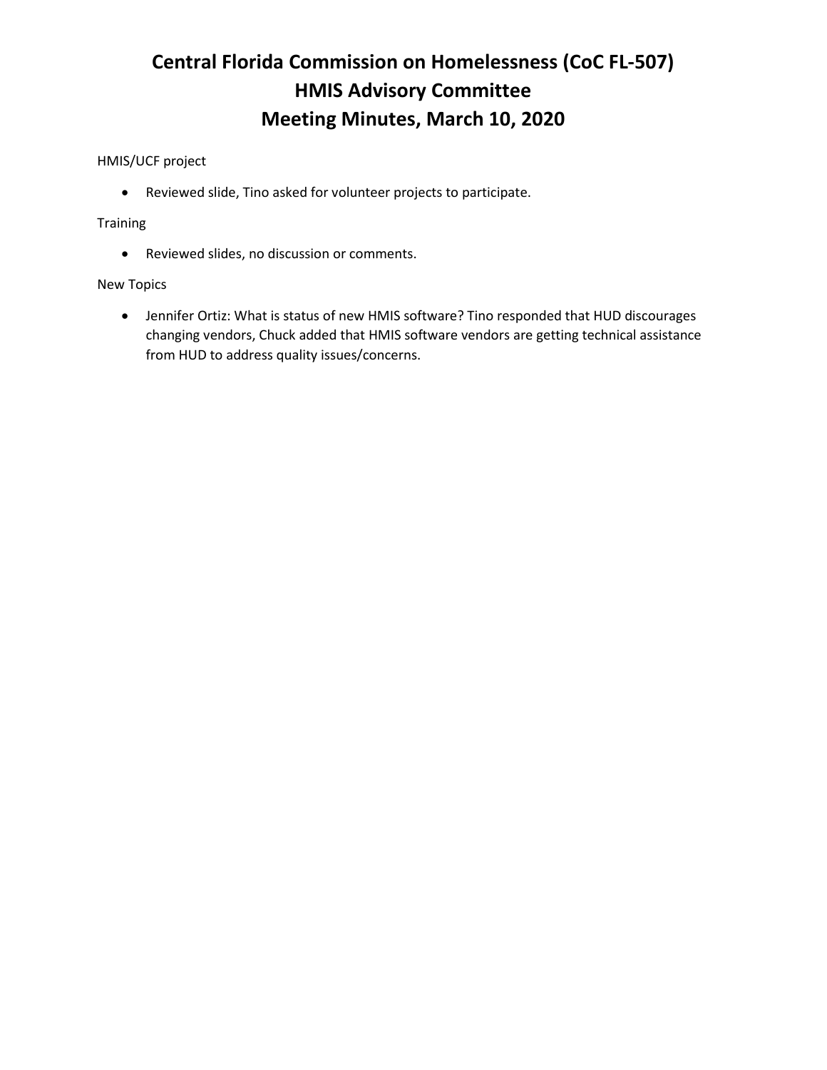# Central Florida Commission on Homelessness (CoC FL-507)
# HMIS Advisory Committee
# Meeting Minutes, March 10, 2020

HMIS/UCF project

- Reviewed slide, Tino asked for volunteer projects to participate.

Training

- Reviewed slides, no discussion or comments.

New Topics

- Jennifer Ortiz: What is status of new HMIS software? Tino responded that HUD discourages changing vendors, Chuck added that HMIS software vendors are getting technical assistance from HUD to address quality issues/concerns.